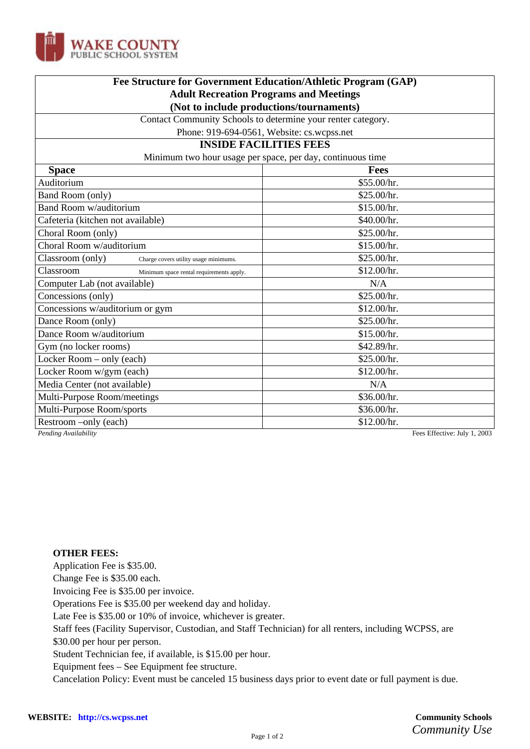WAKE COUNTY
PUBLIC SCHOOL SYSTEM

## Fee Structure for Government Education/Athletic Program (GAP)
## Adult Recreation Programs and Meetings
## (Not to include productions/tournaments)

Contact Community Schools to determine your renter category.
Phone: 919-694-0561, Website: cs.wcpss.net

### INSIDE FACILITIES FEES

Minimum two hour usage per space, per day, continuous time

| Space | Fees |
|---|---|
| Auditorium | $55.00/hr. |
| Band Room (only) | $25.00/hr. |
| Band Room w/auditorium | $15.00/hr. |
| Cafeteria (kitchen not available) | $40.00/hr. |
| Choral Room (only) | $25.00/hr. |
| Choral Room w/auditorium | $15.00/hr. |
| Classroom (only) Charge covers utility usage minimums. | $25.00/hr. |
| Classroom Minimum space rental requirements apply. | $12.00/hr. |
| Computer Lab (not available) | N/A |
| Concessions (only) | $25.00/hr. |
| Concessions w/auditorium or gym | $12.00/hr. |
| Dance Room (only) | $25.00/hr. |
| Dance Room w/auditorium | $15.00/hr. |
| Gym (no locker rooms) | $42.89/hr. |
| Locker Room – only (each) | $25.00/hr. |
| Locker Room w/gym (each) | $12.00/hr. |
| Media Center (not available) | N/A |
| Multi-Purpose Room/meetings | $36.00/hr. |
| Multi-Purpose Room/sports | $36.00/hr. |
| Restroom –only (each) | $12.00/hr. |

*Pending Availability*

Fees Effective: July 1, 2003

**OTHER FEES:**

Application Fee is $35.00.
Change Fee is $35.00 each.
Invoicing Fee is $35.00 per invoice.
Operations Fee is $35.00 per weekend day and holiday.
Late Fee is $35.00 or 10% of invoice, whichever is greater.
Staff fees (Facility Supervisor, Custodian, and Staff Technician) for all renters, including WCPSS, are $30.00 per hour per person.
Student Technician fee, if available, is $15.00 per hour.
Equipment fees – See Equipment fee structure.
Cancelation Policy: Event must be canceled 15 business days prior to event date or full payment is due.

**WEBSITE:** **http://cs.wcpss.net**

**Community Schools**
*Community Use*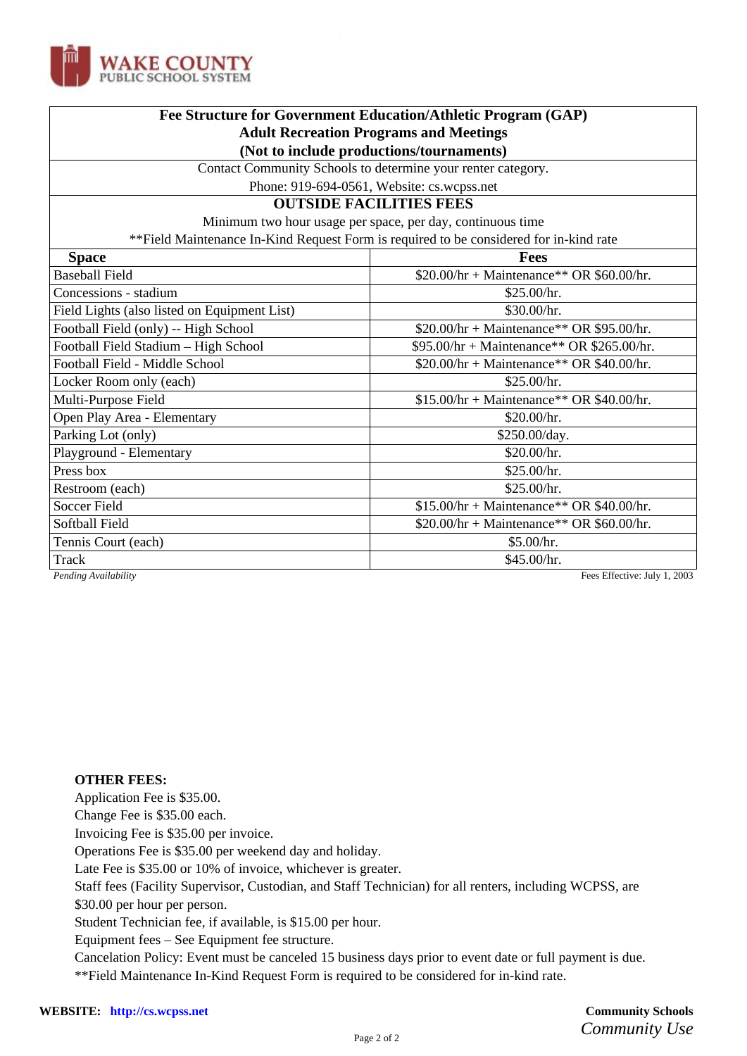**WAKE COUNTY**
PUBLIC SCHOOL SYSTEM

## Fee Structure for Government Education/Athletic Program (GAP)
## Adult Recreation Programs and Meetings
## (Not to include productions/tournaments)

Contact Community Schools to determine your renter category.

Phone: 919-694-0561, Website: cs.wcpss.net

### OUTSIDE FACILITIES FEES

Minimum two hour usage per space, per day, continuous time

**Field Maintenance In-Kind Request Form is required to be considered for in-kind rate

| Space | Fees |
|---|---|
| Baseball Field | $20.00/hr + Maintenance** OR $60.00/hr. |
| Concessions - stadium | $25.00/hr. |
| Field Lights (also listed on Equipment List) | $30.00/hr. |
| Football Field (only) -- High School | $20.00/hr + Maintenance** OR $95.00/hr. |
| Football Field Stadium – High School | $95.00/hr + Maintenance** OR $265.00/hr. |
| Football Field - Middle School | $20.00/hr + Maintenance** OR $40.00/hr. |
| Locker Room only (each) | $25.00/hr. |
| Multi-Purpose Field | $15.00/hr + Maintenance** OR $40.00/hr. |
| Open Play Area - Elementary | $20.00/hr. |
| Parking Lot (only) | $250.00/day. |
| Playground - Elementary | $20.00/hr. |
| Press box | $25.00/hr. |
| Restroom (each) | $25.00/hr. |
| Soccer Field | $15.00/hr + Maintenance** OR $40.00/hr. |
| Softball Field | $20.00/hr + Maintenance** OR $60.00/hr. |
| Tennis Court (each) | $5.00/hr. |
| Track | $45.00/hr. |

*Pending Availability*

Fees Effective: July 1, 2003

**OTHER FEES:**

Application Fee is $35.00.

Change Fee is $35.00 each.

Invoicing Fee is $35.00 per invoice.

Operations Fee is $35.00 per weekend day and holiday.

Late Fee is $35.00 or 10% of invoice, whichever is greater.

Staff fees (Facility Supervisor, Custodian, and Staff Technician) for all renters, including WCPSS, are $30.00 per hour per person.

Student Technician fee, if available, is $15.00 per hour.

Equipment fees – See Equipment fee structure.

Cancelation Policy: Event must be canceled 15 business days prior to event date or full payment is due.

**Field Maintenance In-Kind Request Form is required to be considered for in-kind rate.

**WEBSITE: http://cs.wcpss.net**

**Community Schools**
*Community Use*